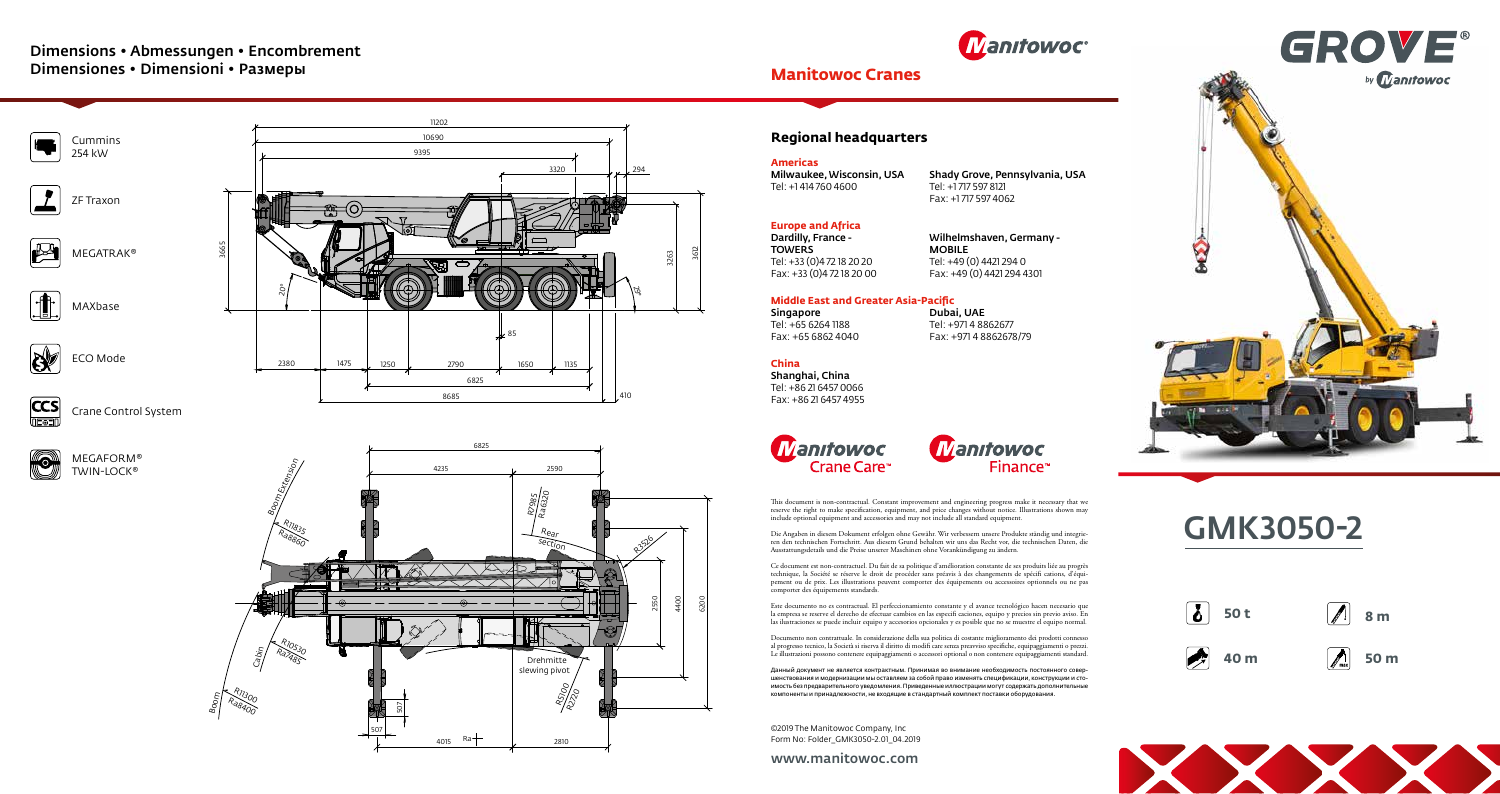## Dimensions • Abmessungen • Encombrement
## Dimensiones • Dimensioni • Размеры

- Cummins 254 kW
- ZF Traxon
- MEGATRAK®
- MAXbase
- ECO Mode
- Crane Control System
- MEGAFORM® TWIN-LOCK®

# Manitowoc Cranes

## Regional headquarters

**Americas**

**Milwaukee, Wisconsin, USA**
Tel: +1 414 760 4600

**Shady Grove, Pennsylvania, USA**
Tel: +1 717 597 8121
Fax: +1 717 597 4062

**Europe and Africa**

**Dardilly, France - TOWERS**
Tel: +33 (0)4 72 18 20 20
Fax: +33 (0)4 72 18 20 00

**Wilhelmshaven, Germany - MOBILE**
Tel: +49 (0) 4421 294 0
Fax: +49 (0) 4421 294 4301

**Middle East and Greater Asia-Pacific**

**Singapore**
Tel: +65 6264 1188
Fax: +65 6862 4040

**Dubai, UAE**
Tel: +971 4 8862677
Fax: +971 4 8862678/79

**China**

**Shanghai, China**
Tel: +86 21 6457 0066
Fax: +86 21 6457 4955

Manitowoc Crane Care™ Manitowoc Finance™

This document is non-contractual. Constant improvement and engineering progress make it necessary that we reserve the right to make specification, equipment, and price changes without notice. Illustrations shown may include optional equipment and accessories and may not include all standard equipment.

Die Angaben in diesem Dokument erfolgen ohne Gewähr. Wir verbessern unsere Produkte ständig und integrieren den technischen Fortschritt. Aus diesem Grund behalten wir uns das Recht vor, die technischen Daten, die Ausstattungsdetails und die Preise unserer Maschinen ohne Vorankündigung zu ändern.

Ce document est non-contractuel. Du fait de sa politique d'amélioration constante de ses produits liée au progrès technique, la Société se réserve le droit de procéder sans préavis à des changements de spécifi cations, d'équipement ou de prix. Les illustrations peuvent comporter des équipements ou accessoires optionnels ou ne pas comporter des équipements standards.

Este documento no es contractual. El perfeccionamiento constante y el avance tecnológico hacen necesario que la empresa se reserve el derecho de efectuar cambios en las especifi caciones, equipo y precios sin previo aviso. En las ilustraciones se puede incluir equipo y accesorios opcionales y es posible que no se muestre el equipo normal.

Documento non contrattuale. In considerazione della sua politica di costante miglioramento dei prodotti connesso al progresso tecnico, la Società si riserva il diritto di modifi care senza preavviso specifiche, equipaggiamenti o prezzi. Le illustrazioni possono contenere equipaggiamenti o accessori optional o non contenere equipaggiamenti standard.

Данный документ не является контрактным. Принимая во внимание необходимость постоянного совершенствования и модернизации мы оставляем за собой право изменять спецификации, конструкцию и стоимость без предварительного уведомления. Приведенные иллюстрации могут содержать дополнительные компоненты и принадлежности, не входящие в стандартный комплект поставки оборудования.

©2019 The Manitowoc Company, Inc
Form No: Folder_GMK3050-2.01_04.2019

www.manitowoc.com

GROVE® by Manitowoc

# GMK3050-2

- 50 t
- 8 m
- 40 m
- 50 m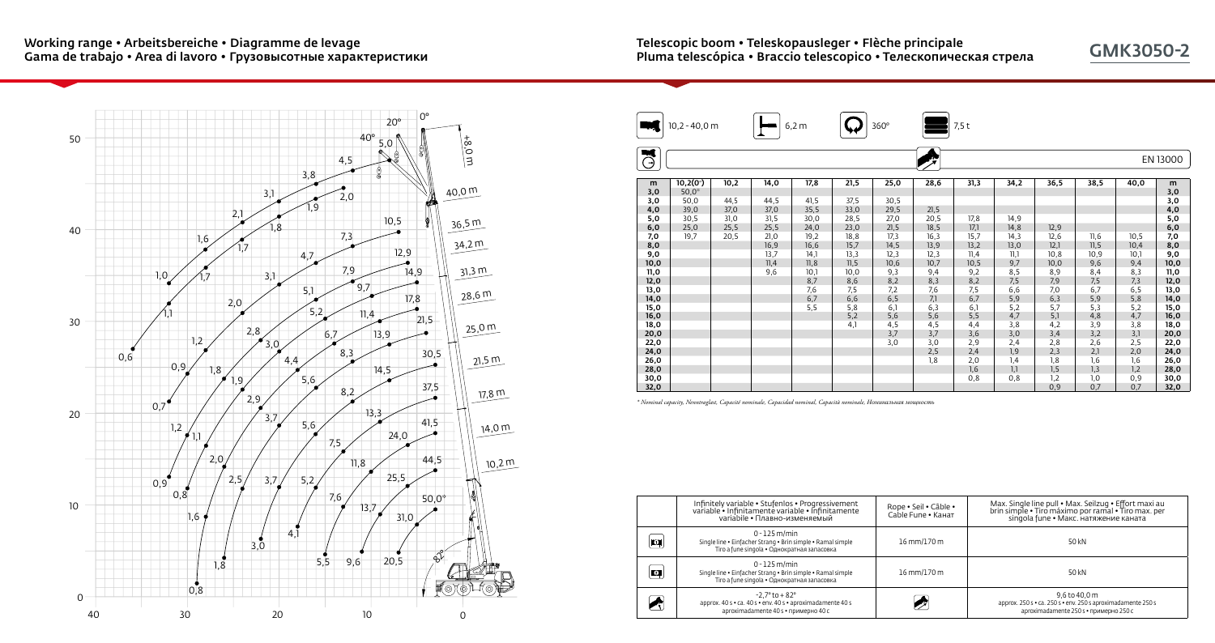## Working range • Arbeitsbereiche • Diagramme de levage Gama de trabajo • Area di lavoro • Грузовысотные характеристики

0°
20°
40°
+8,0 m
40,0 m
36,5 m
34,2 m
31,3 m
28,6 m
25,0 m
21,5 m
17,8 m
14,0 m
10,2 m
50,0°
82°

50
40
30
20
10
0

40
30
20
10
0

## Telescopic boom • Teleskopausleger • Flèche principale Pluma telescópica • Braccio telescopico • Телескопическая стрела

# GMK3050-2

10,2 - 40,0 m | 6,2 m | 360° | 7,5 t

EN 13000

| m | 10,2(0°) | 10,2 | 14,0 | 17,8 | 21,5 | 25,0 | 28,6 | 31,3 | 34,2 | 36,5 | 38,5 | 40,0 | m |
|---|---|---|---|---|---|---|---|---|---|---|---|---|---|
| 3,0 | 50,0* | | | | | | | | | | | | 3,0 |
| 3,0 | 50,0 | 44,5 | 44,5 | 41,5 | 37,5 | 30,5 | | | | | | | 3,0 |
| 4,0 | 39,0 | 37,0 | 37,0 | 35,5 | 33,0 | 29,5 | 21,5 | | | | | | 4,0 |
| 5,0 | 30,5 | 31,0 | 31,5 | 30,0 | 28,5 | 27,0 | 20,5 | 17,8 | 14,9 | | | | 5,0 |
| 6,0 | 25,0 | 25,5 | 25,5 | 24,0 | 23,0 | 21,5 | 18,5 | 17,1 | 14,8 | 12,9 | | | 6,0 |
| 7,0 | 19,7 | 20,5 | 21,0 | 19,2 | 18,8 | 17,3 | 16,3 | 15,7 | 14,3 | 12,6 | 11,6 | 10,5 | 7,0 |
| 8,0 | | | 16,9 | 16,6 | 15,7 | 14,5 | 13,9 | 13,2 | 13,0 | 12,1 | 11,5 | 10,4 | 8,0 |
| 9,0 | | | 13,7 | 14,1 | 13,3 | 12,3 | 12,3 | 11,4 | 11,1 | 10,8 | 10,9 | 10,1 | 9,0 |
| 10,0 | | | 11,4 | 11,8 | 11,5 | 10,6 | 10,7 | 10,5 | 9,7 | 10,0 | 9,6 | 9,4 | 10,0 |
| 11,0 | | | 9,6 | 10,1 | 10,0 | 9,3 | 9,4 | 9,2 | 8,5 | 8,9 | 8,4 | 8,3 | 11,0 |
| 12,0 | | | | 8,7 | 8,6 | 8,2 | 8,3 | 8,2 | 7,5 | 7,9 | 7,5 | 7,3 | 12,0 |
| 13,0 | | | | 7,6 | 7,5 | 7,2 | 7,6 | 7,5 | 6,6 | 7,0 | 6,7 | 6,5 | 13,0 |
| 14,0 | | | | 6,7 | 6,6 | 6,5 | 7,1 | 6,7 | 5,9 | 6,3 | 5,9 | 5,8 | 14,0 |
| 15,0 | | | | 5,5 | 5,8 | 6,1 | 6,3 | 6,1 | 5,2 | 5,7 | 5,3 | 5,2 | 15,0 |
| 16,0 | | | | | 5,2 | 5,6 | 5,6 | 5,5 | 4,7 | 5,1 | 4,8 | 4,7 | 16,0 |
| 18,0 | | | | | 4,1 | 4,5 | 4,5 | 4,4 | 3,8 | 4,2 | 3,9 | 3,8 | 18,0 |
| 20,0 | | | | | | 3,7 | 3,7 | 3,6 | 3,0 | 3,4 | 3,2 | 3,1 | 20,0 |
| 22,0 | | | | | | 3,0 | 3,0 | 2,9 | 2,4 | 2,8 | 2,6 | 2,5 | 22,0 |
| 24,0 | | | | | | | 2,5 | 2,4 | 1,9 | 2,3 | 2,1 | 2,0 | 24,0 |
| 26,0 | | | | | | | 1,8 | 2,0 | 1,4 | 1,8 | 1,6 | 1,6 | 26,0 |
| 28,0 | | | | | | | | 1,6 | 1,1 | 1,5 | 1,3 | 1,2 | 28,0 |
| 30,0 | | | | | | | | 0,8 | 0,8 | 1,2 | 1,0 | 0,9 | 30,0 |
| 32,0 | | | | | | | | | | 0,9 | 0,7 | 0,7 | 32,0 |

*\* Nominal capacity, Nenntraglast, Capacité nominale, Capacidad nominal, Capacità nominale, Номинальная мощность*

| | Infinitely variable • Stufenlos • Progressivement variable • Infinitamente variable • Infinitamente variabile • Плавно-изменяемый | Rope • Seil • Câble • Cable Fune • Канат | Max. Single line pull • Max. Seilzug • Effort maxi au brin simple • Tiro máximo por ramal • Tiro max. per singola fune • Макс. натяжение каната |
|---|---|---|---|
| | 0 - 125 m/min<br>Single line • Einfacher Strang • Brin simple • Ramal simple Tiro a fune singola • Однократная запасовка | 16 mm/170 m | 50 kN |
| | 0 - 125 m/min<br>Single line • Einfacher Strang • Brin simple • Ramal simple Tiro a fune singola • Однократная запасовка | 16 mm/170 m | 50 kN |
| | -2,7° to + 82°<br>approx. 40 s • ca. 40 s • env. 40 s • aproximadamente 40 s aproximadamente 40 s • примерно 40 с | | 9,6 to 40,0 m<br>approx. 250 s • ca. 250 s • env. 250 s aproximadamente 250 s aproximadamente 250 s • примерно 250 с |